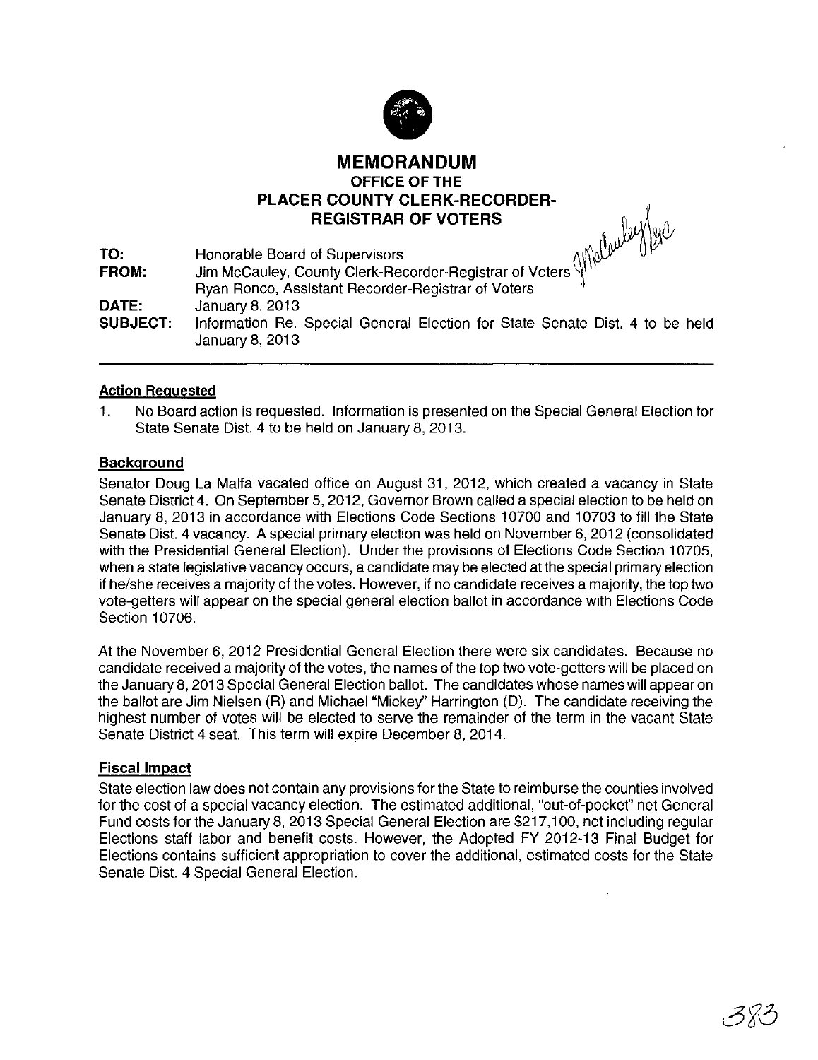# MEMORANDUM

## OFFICE OF THE PLACER COUNTY CLERK-RECORDER-REGISTRAR OF VOTERS

**TO:** Honorable Board of Supervisors

**FROM:** Jim McCauley, County Clerk-Recorder-Registrar of Voters
Ryan Ronco, Assistant Recorder-Registrar of Voters

**DATE:** January 8, 2013

**SUBJECT:** Information Re. Special General Election for State Senate Dist. 4 to be held January 8, 2013

---

### Action Requested

1. No Board action is requested. Information is presented on the Special General Election for State Senate Dist. 4 to be held on January 8, 2013.

### Background

Senator Doug La Malfa vacated office on August 31, 2012, which created a vacancy in State Senate District 4. On September 5, 2012, Governor Brown called a special election to be held on January 8, 2013 in accordance with Elections Code Sections 10700 and 10703 to fill the State Senate Dist. 4 vacancy. A special primary election was held on November 6, 2012 (consolidated with the Presidential General Election). Under the provisions of Elections Code Section 10705, when a state legislative vacancy occurs, a candidate may be elected at the special primary election if he/she receives a majority of the votes. However, if no candidate receives a majority, the top two vote-getters will appear on the special general election ballot in accordance with Elections Code Section 10706.

At the November 6, 2012 Presidential General Election there were six candidates. Because no candidate received a majority of the votes, the names of the top two vote-getters will be placed on the January 8, 2013 Special General Election ballot. The candidates whose names will appear on the ballot are Jim Nielsen (R) and Michael "Mickey" Harrington (D). The candidate receiving the highest number of votes will be elected to serve the remainder of the term in the vacant State Senate District 4 seat. This term will expire December 8, 2014.

### Fiscal Impact

State election law does not contain any provisions for the State to reimburse the counties involved for the cost of a special vacancy election. The estimated additional, "out-of-pocket" net General Fund costs for the January 8, 2013 Special General Election are $217,100, not including regular Elections staff labor and benefit costs. However, the Adopted FY 2012-13 Final Budget for Elections contains sufficient appropriation to cover the additional, estimated costs for the State Senate Dist. 4 Special General Election.